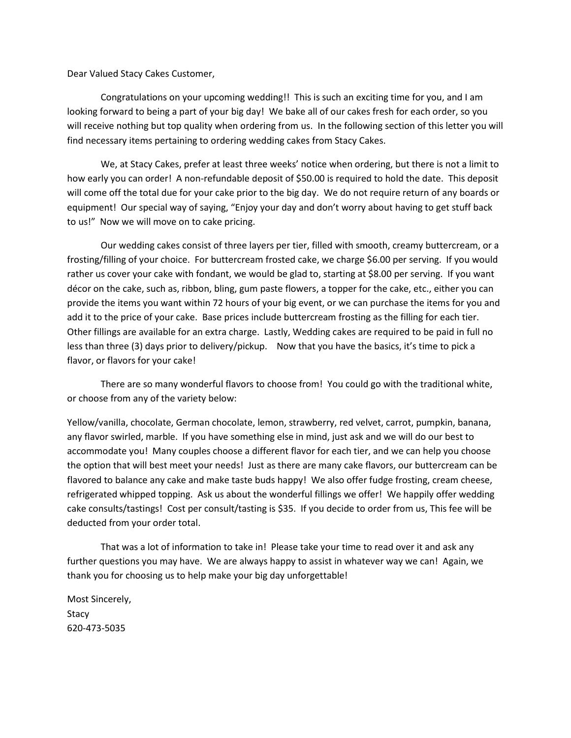Dear Valued Stacy Cakes Customer,

Congratulations on your upcoming wedding!! This is such an exciting time for you, and I am looking forward to being a part of your big day! We bake all of our cakes fresh for each order, so you will receive nothing but top quality when ordering from us. In the following section of this letter you will find necessary items pertaining to ordering wedding cakes from Stacy Cakes.

We, at Stacy Cakes, prefer at least three weeks' notice when ordering, but there is not a limit to how early you can order! A non-refundable deposit of $50.00 is required to hold the date. This deposit will come off the total due for your cake prior to the big day. We do not require return of any boards or equipment! Our special way of saying, "Enjoy your day and don't worry about having to get stuff back to us!" Now we will move on to cake pricing.

Our wedding cakes consist of three layers per tier, filled with smooth, creamy buttercream, or a frosting/filling of your choice. For buttercream frosted cake, we charge $6.00 per serving. If you would rather us cover your cake with fondant, we would be glad to, starting at $8.00 per serving. If you want décor on the cake, such as, ribbon, bling, gum paste flowers, a topper for the cake, etc., either you can provide the items you want within 72 hours of your big event, or we can purchase the items for you and add it to the price of your cake. Base prices include buttercream frosting as the filling for each tier. Other fillings are available for an extra charge. Lastly, Wedding cakes are required to be paid in full no less than three (3) days prior to delivery/pickup. Now that you have the basics, it's time to pick a flavor, or flavors for your cake!

There are so many wonderful flavors to choose from! You could go with the traditional white, or choose from any of the variety below:

Yellow/vanilla, chocolate, German chocolate, lemon, strawberry, red velvet, carrot, pumpkin, banana, any flavor swirled, marble. If you have something else in mind, just ask and we will do our best to accommodate you! Many couples choose a different flavor for each tier, and we can help you choose the option that will best meet your needs! Just as there are many cake flavors, our buttercream can be flavored to balance any cake and make taste buds happy! We also offer fudge frosting, cream cheese, refrigerated whipped topping. Ask us about the wonderful fillings we offer! We happily offer wedding cake consults/tastings! Cost per consult/tasting is $35. If you decide to order from us, This fee will be deducted from your order total.

That was a lot of information to take in! Please take your time to read over it and ask any further questions you may have. We are always happy to assist in whatever way we can! Again, we thank you for choosing us to help make your big day unforgettable!

Most Sincerely,
Stacy
620-473-5035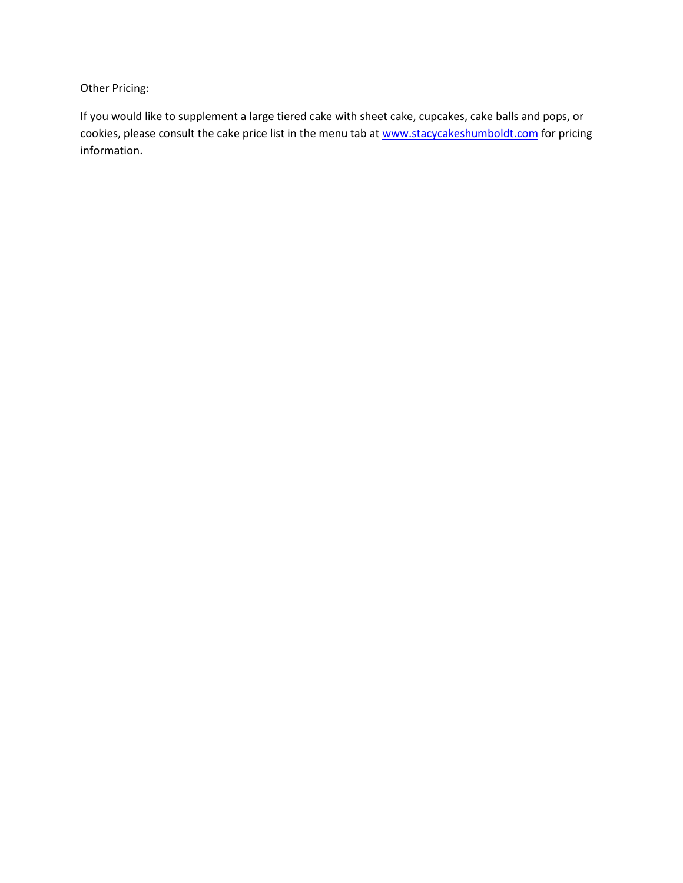Other Pricing:

If you would like to supplement a large tiered cake with sheet cake, cupcakes, cake balls and pops, or cookies, please consult the cake price list in the menu tab at [www.stacycakeshumboldt.com](http://www.stacycakeshumboldt.com) for pricing information.